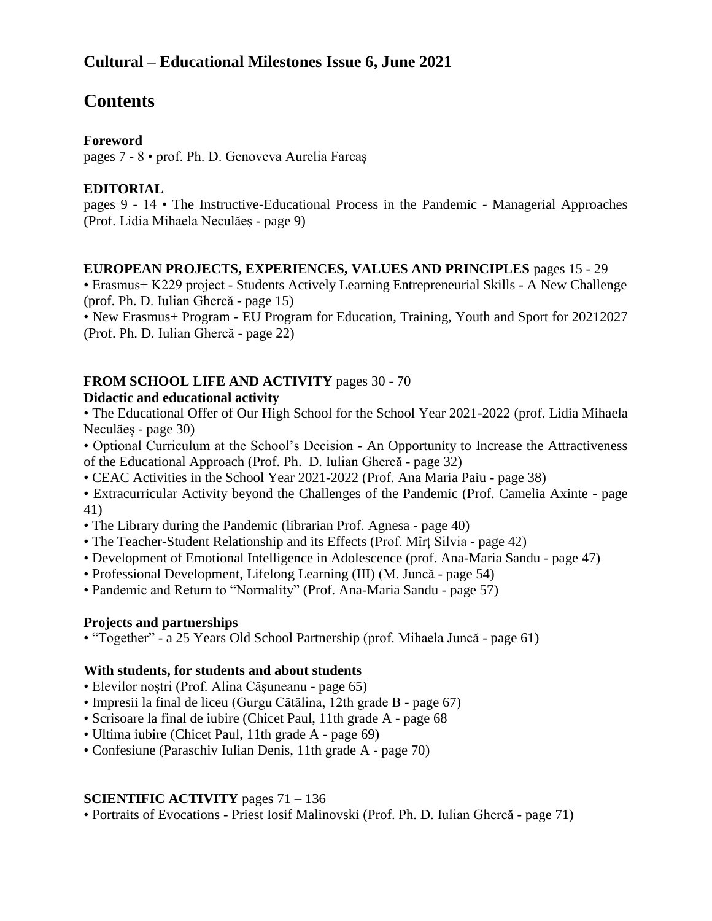## Cultural – Educational Milestones Issue 6, June 2021

# Contents

**Foreword**
pages 7 - 8 • prof. Ph. D. Genoveva Aurelia Farcaș

**EDITORIAL**
pages 9 - 14 • The Instructive-Educational Process in the Pandemic - Managerial Approaches (Prof. Lidia Mihaela Neculăeș - page 9)

**EUROPEAN PROJECTS, EXPERIENCES, VALUES AND PRINCIPLES** pages 15 - 29

- Erasmus+ K229 project - Students Actively Learning Entrepreneurial Skills - A New Challenge (prof. Ph. D. Iulian Ghercă - page 15)
- New Erasmus+ Program - EU Program for Education, Training, Youth and Sport for 20212027 (Prof. Ph. D. Iulian Ghercă - page 22)

**FROM SCHOOL LIFE AND ACTIVITY** pages 30 - 70

**Didactic and educational activity**

- The Educational Offer of Our High School for the School Year 2021-2022 (prof. Lidia Mihaela Neculăeș - page 30)
- Optional Curriculum at the School's Decision - An Opportunity to Increase the Attractiveness of the Educational Approach (Prof. Ph. D. Iulian Ghercă - page 32)
- CEAC Activities in the School Year 2021-2022 (Prof. Ana Maria Paiu - page 38)
- Extracurricular Activity beyond the Challenges of the Pandemic (Prof. Camelia Axinte - page 41)
- The Library during the Pandemic (librarian Prof. Agnesa - page 40)
- The Teacher-Student Relationship and its Effects (Prof. Mîrț Silvia - page 42)
- Development of Emotional Intelligence in Adolescence (prof. Ana-Maria Sandu - page 47)
- Professional Development, Lifelong Learning (III) (M. Juncă - page 54)
- Pandemic and Return to "Normality" (Prof. Ana-Maria Sandu - page 57)

**Projects and partnerships**

- "Together" - a 25 Years Old School Partnership (prof. Mihaela Juncă - page 61)

**With students, for students and about students**

- Elevilor noștri (Prof. Alina Căşuneanu - page 65)
- Impresii la final de liceu (Gurgu Cătălina, 12th grade B - page 67)
- Scrisoare la final de iubire (Chicet Paul, 11th grade A - page 68
- Ultima iubire (Chicet Paul, 11th grade A - page 69)
- Confesiune (Paraschiv Iulian Denis, 11th grade A - page 70)

**SCIENTIFIC ACTIVITY** pages 71 – 136

- Portraits of Evocations - Priest Iosif Malinovski (Prof. Ph. D. Iulian Ghercă - page 71)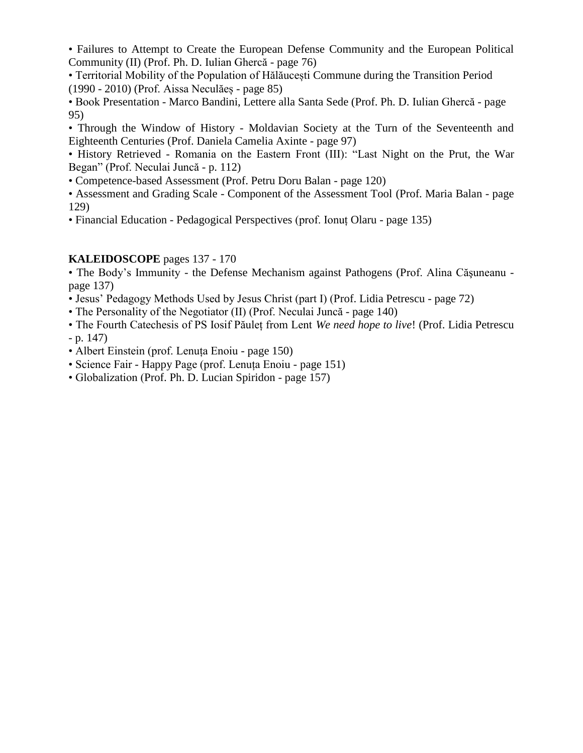• Failures to Attempt to Create the European Defense Community and the European Political Community (II) (Prof. Ph. D. Iulian Ghercă - page 76)
• Territorial Mobility of the Population of Hălăucești Commune during the Transition Period (1990 - 2010) (Prof. Aissa Neculăeș - page 85)
• Book Presentation - Marco Bandini, Lettere alla Santa Sede (Prof. Ph. D. Iulian Ghercă - page 95)
• Through the Window of History - Moldavian Society at the Turn of the Seventeenth and Eighteenth Centuries (Prof. Daniela Camelia Axinte - page 97)
• History Retrieved - Romania on the Eastern Front (III): "Last Night on the Prut, the War Began" (Prof. Neculai Juncă - p. 112)
• Competence-based Assessment (Prof. Petru Doru Balan - page 120)
• Assessment and Grading Scale - Component of the Assessment Tool (Prof. Maria Balan - page 129)
• Financial Education - Pedagogical Perspectives (prof. Ionuț Olaru - page 135)

**KALEIDOSCOPE** pages 137 - 170

• The Body's Immunity - the Defense Mechanism against Pathogens (Prof. Alina Cășuneanu - page 137)
• Jesus' Pedagogy Methods Used by Jesus Christ (part I) (Prof. Lidia Petrescu - page 72)
• The Personality of the Negotiator (II) (Prof. Neculai Juncă - page 140)
• The Fourth Catechesis of PS Iosif Păuleț from Lent *We need hope to live*! (Prof. Lidia Petrescu - p. 147)
• Albert Einstein (prof. Lenuța Enoiu - page 150)
• Science Fair - Happy Page (prof. Lenuța Enoiu - page 151)
• Globalization (Prof. Ph. D. Lucian Spiridon - page 157)